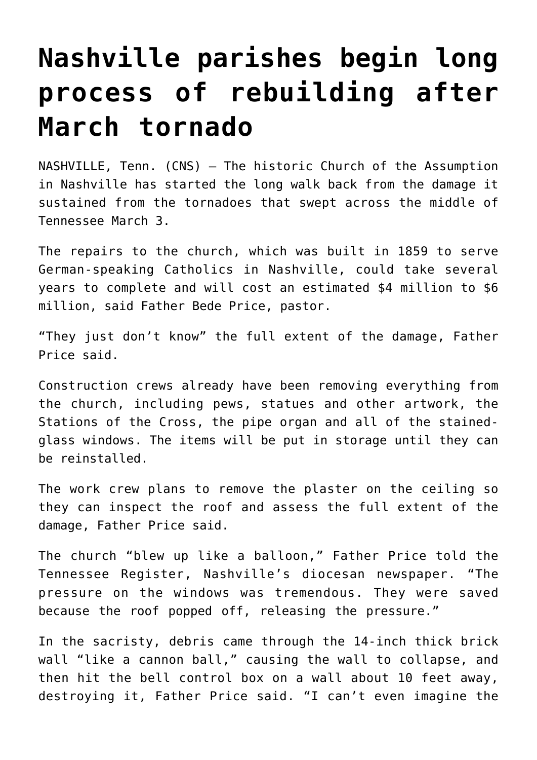# Nashville parishes begin long process of rebuilding after March tornado

NASHVILLE, Tenn. (CNS) — The historic Church of the Assumption in Nashville has started the long walk back from the damage it sustained from the tornadoes that swept across the middle of Tennessee March 3.

The repairs to the church, which was built in 1859 to serve German-speaking Catholics in Nashville, could take several years to complete and will cost an estimated $4 million to $6 million, said Father Bede Price, pastor.

"They just don't know" the full extent of the damage, Father Price said.

Construction crews already have been removing everything from the church, including pews, statues and other artwork, the Stations of the Cross, the pipe organ and all of the stained-glass windows. The items will be put in storage until they can be reinstalled.

The work crew plans to remove the plaster on the ceiling so they can inspect the roof and assess the full extent of the damage, Father Price said.

The church "blew up like a balloon," Father Price told the Tennessee Register, Nashville's diocesan newspaper. "The pressure on the windows was tremendous. They were saved because the roof popped off, releasing the pressure."

In the sacristy, debris came through the 14-inch thick brick wall "like a cannon ball," causing the wall to collapse, and then hit the bell control box on a wall about 10 feet away, destroying it, Father Price said. "I can't even imagine the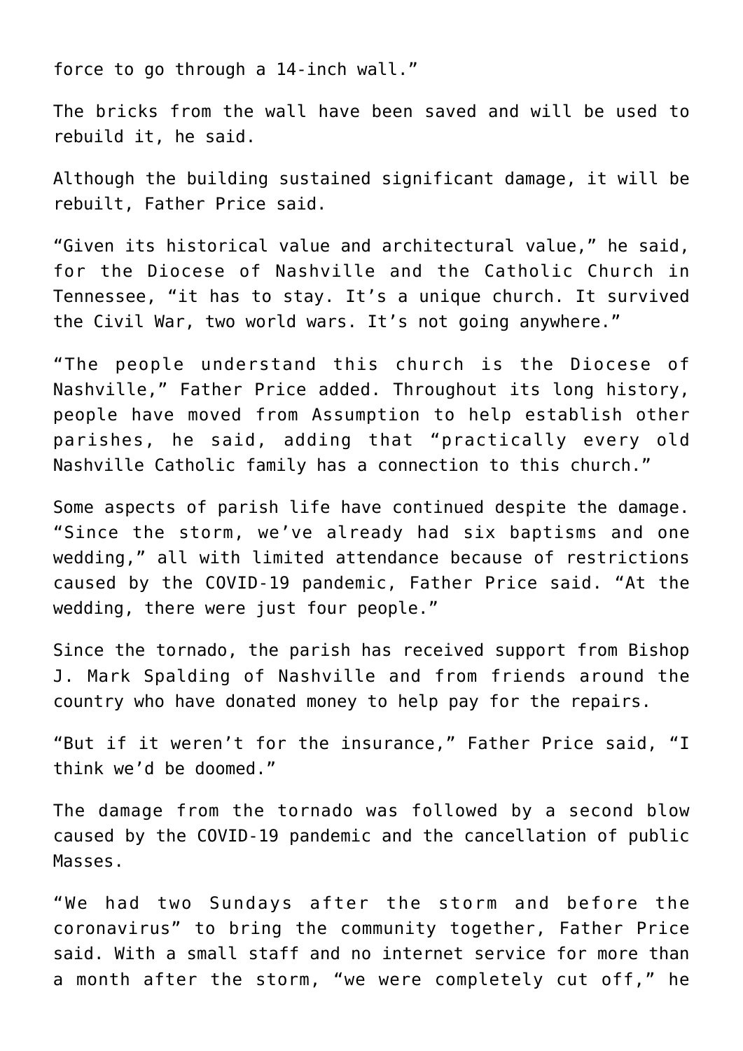force to go through a 14-inch wall."

The bricks from the wall have been saved and will be used to rebuild it, he said.

Although the building sustained significant damage, it will be rebuilt, Father Price said.

"Given its historical value and architectural value," he said, for the Diocese of Nashville and the Catholic Church in Tennessee, "it has to stay. It's a unique church. It survived the Civil War, two world wars. It's not going anywhere."

"The people understand this church is the Diocese of Nashville," Father Price added. Throughout its long history, people have moved from Assumption to help establish other parishes, he said, adding that "practically every old Nashville Catholic family has a connection to this church."

Some aspects of parish life have continued despite the damage. "Since the storm, we've already had six baptisms and one wedding," all with limited attendance because of restrictions caused by the COVID-19 pandemic, Father Price said. "At the wedding, there were just four people."

Since the tornado, the parish has received support from Bishop J. Mark Spalding of Nashville and from friends around the country who have donated money to help pay for the repairs.

"But if it weren't for the insurance," Father Price said, "I think we'd be doomed."

The damage from the tornado was followed by a second blow caused by the COVID-19 pandemic and the cancellation of public Masses.

"We had two Sundays after the storm and before the coronavirus" to bring the community together, Father Price said. With a small staff and no internet service for more than a month after the storm, "we were completely cut off," he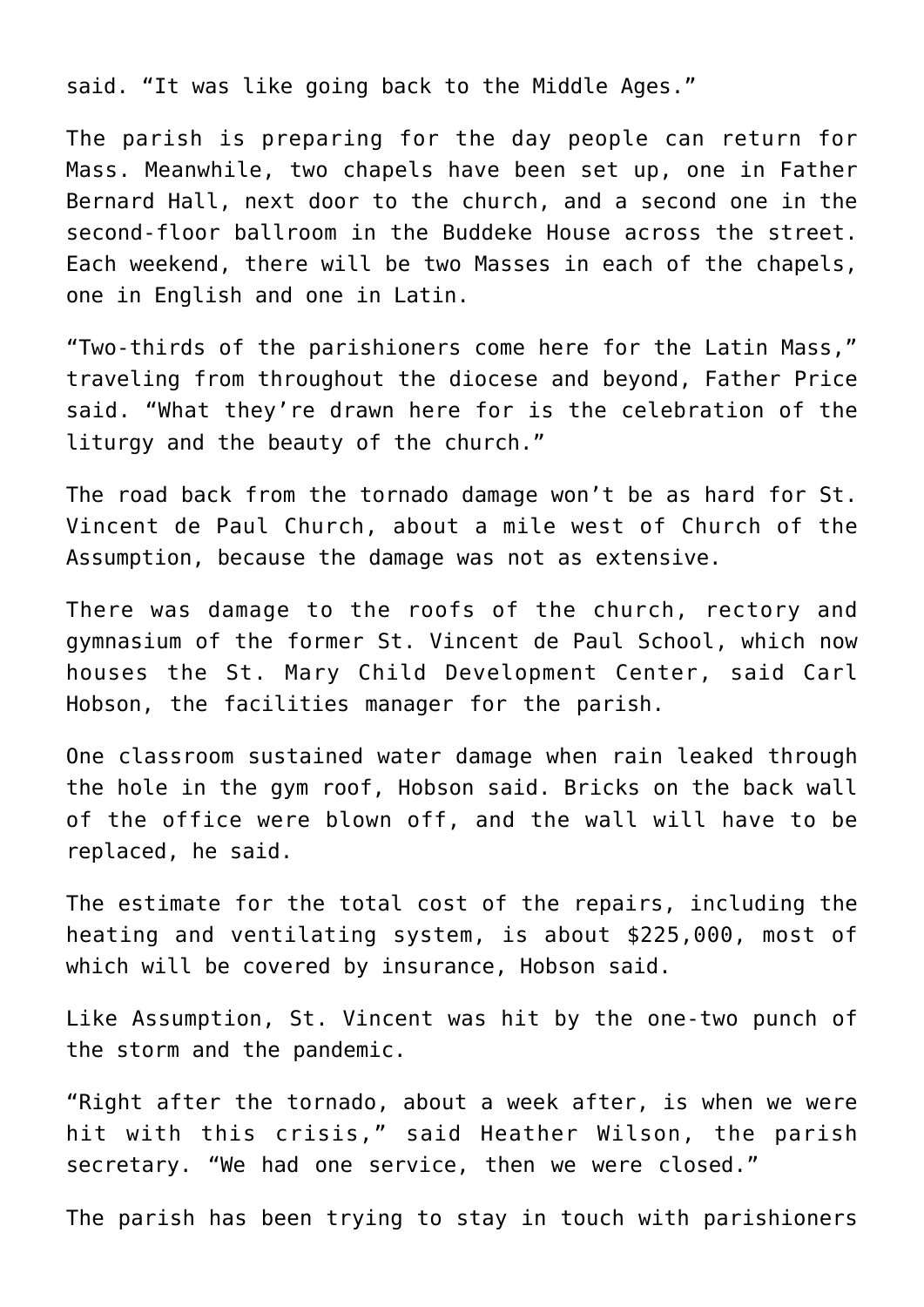said. “It was like going back to the Middle Ages.”

The parish is preparing for the day people can return for Mass. Meanwhile, two chapels have been set up, one in Father Bernard Hall, next door to the church, and a second one in the second-floor ballroom in the Buddeke House across the street. Each weekend, there will be two Masses in each of the chapels, one in English and one in Latin.

“Two-thirds of the parishioners come here for the Latin Mass,” traveling from throughout the diocese and beyond, Father Price said. “What they’re drawn here for is the celebration of the liturgy and the beauty of the church.”

The road back from the tornado damage won’t be as hard for St. Vincent de Paul Church, about a mile west of Church of the Assumption, because the damage was not as extensive.

There was damage to the roofs of the church, rectory and gymnasium of the former St. Vincent de Paul School, which now houses the St. Mary Child Development Center, said Carl Hobson, the facilities manager for the parish.

One classroom sustained water damage when rain leaked through the hole in the gym roof, Hobson said. Bricks on the back wall of the office were blown off, and the wall will have to be replaced, he said.

The estimate for the total cost of the repairs, including the heating and ventilating system, is about $225,000, most of which will be covered by insurance, Hobson said.

Like Assumption, St. Vincent was hit by the one-two punch of the storm and the pandemic.

“Right after the tornado, about a week after, is when we were hit with this crisis,” said Heather Wilson, the parish secretary. “We had one service, then we were closed.”

The parish has been trying to stay in touch with parishioners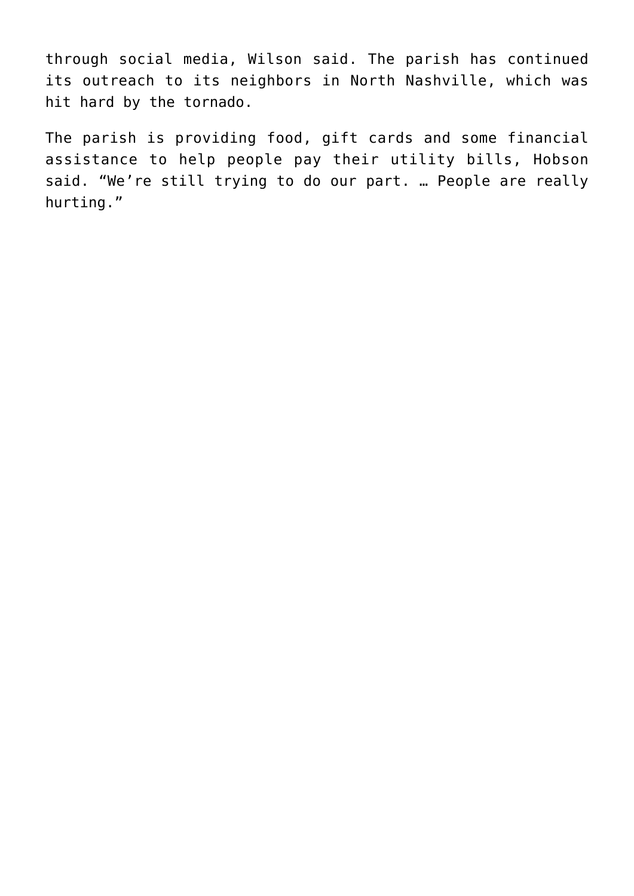through social media, Wilson said. The parish has continued its outreach to its neighbors in North Nashville, which was hit hard by the tornado.

The parish is providing food, gift cards and some financial assistance to help people pay their utility bills, Hobson said. “We’re still trying to do our part. … People are really hurting.”